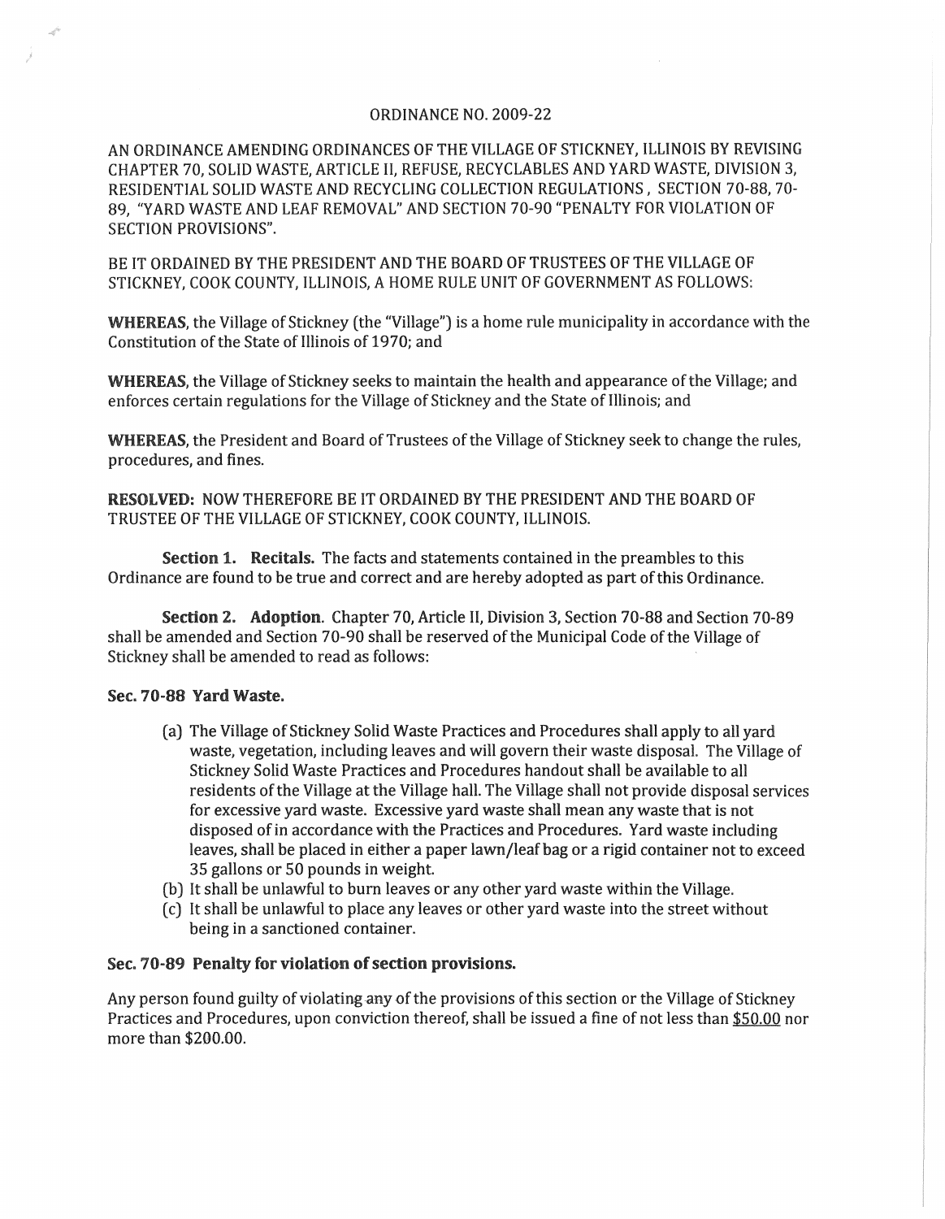# ORDINANCE NO. 2009-22

AN ORDINANCE AMENDING ORDINANCES OF THE VILLAGE OF STICKNEY, ILLINOIS BY REVISING CHAPTER 70, SOLID WASTE, ARTICLE II, REFUSE, RECYCLABLES AND YARD WASTE, DIVISION 3, RESIDENTIAL SOLID WASTE AND RECYCLING COLLECTION REGULATIONS , SECTION 70-88, 70-89, "YARD WASTE AND LEAF REMOVAL" AND SECTION 70-90 "PENALTY FOR VIOLATION OF SECTION PROVISIONS".

BE IT ORDAINED BY THE PRESIDENT AND THE BOARD OF TRUSTEES OF THE VILLAGE OF STICKNEY, COOK COUNTY, ILLINOIS, A HOME RULE UNIT OF GOVERNMENT AS FOLLOWS:

**WHEREAS**, the Village of Stickney (the "Village") is a home rule municipality in accordance with the Constitution of the State of Illinois of 1970; and

**WHEREAS**, the Village of Stickney seeks to maintain the health and appearance of the Village; and enforces certain regulations for the Village of Stickney and the State of Illinois; and

**WHEREAS**, the President and Board of Trustees of the Village of Stickney seek to change the rules, procedures, and fines.

**RESOLVED:** NOW THEREFORE BE IT ORDAINED BY THE PRESIDENT AND THE BOARD OF TRUSTEE OF THE VILLAGE OF STICKNEY, COOK COUNTY, ILLINOIS.

**Section 1. Recitals.** The facts and statements contained in the preambles to this Ordinance are found to be true and correct and are hereby adopted as part of this Ordinance.

**Section 2. Adoption**. Chapter 70, Article II, Division 3, Section 70-88 and Section 70-89 shall be amended and Section 70-90 shall be reserved of the Municipal Code of the Village of Stickney shall be amended to read as follows:

### Sec. 70-88 Yard Waste.

(a) The Village of Stickney Solid Waste Practices and Procedures shall apply to all yard waste, vegetation, including leaves and will govern their waste disposal. The Village of Stickney Solid Waste Practices and Procedures handout shall be available to all residents of the Village at the Village hall. The Village shall not provide disposal services for excessive yard waste. Excessive yard waste shall mean any waste that is not disposed of in accordance with the Practices and Procedures. Yard waste including leaves, shall be placed in either a paper lawn/leaf bag or a rigid container not to exceed 35 gallons or 50 pounds in weight.

(b) It shall be unlawful to burn leaves or any other yard waste within the Village.

(c) It shall be unlawful to place any leaves or other yard waste into the street without being in a sanctioned container.

### Sec. 70-89 Penalty for violation of section provisions.

Any person found guilty of violating any of the provisions of this section or the Village of Stickney Practices and Procedures, upon conviction thereof, shall be issued a fine of not less than <u>$50.00</u> nor more than $200.00.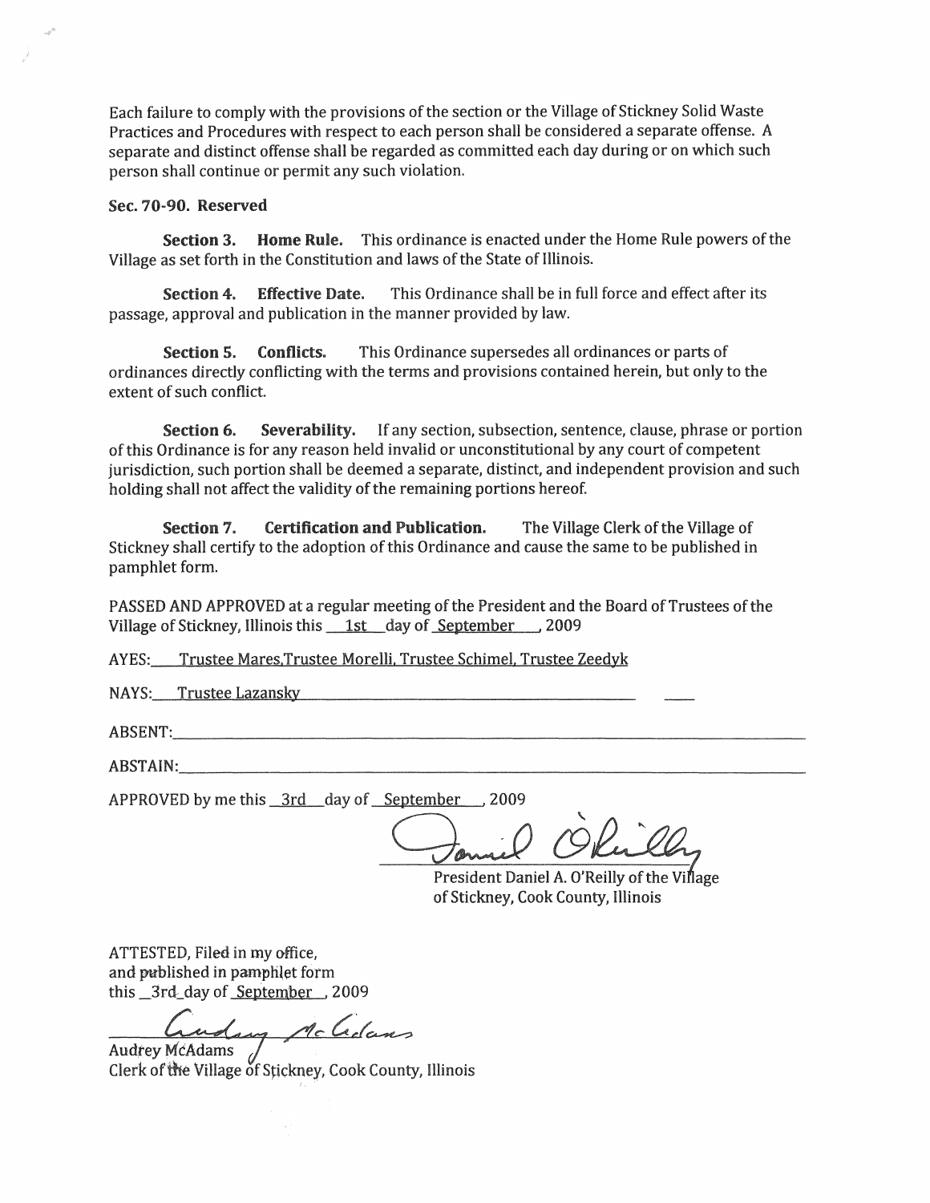Each failure to comply with the provisions of the section or the Village of Stickney Solid Waste Practices and Procedures with respect to each person shall be considered a separate offense. A separate and distinct offense shall be regarded as committed each day during or on which such person shall continue or permit any such violation.

**Sec. 70-90. Reserved**

**Section 3. Home Rule.** This ordinance is enacted under the Home Rule powers of the Village as set forth in the Constitution and laws of the State of Illinois.

**Section 4. Effective Date.** This Ordinance shall be in full force and effect after its passage, approval and publication in the manner provided by law.

**Section 5. Conflicts.** This Ordinance supersedes all ordinances or parts of ordinances directly conflicting with the terms and provisions contained herein, but only to the extent of such conflict.

**Section 6. Severability.** If any section, subsection, sentence, clause, phrase or portion of this Ordinance is for any reason held invalid or unconstitutional by any court of competent jurisdiction, such portion shall be deemed a separate, distinct, and independent provision and such holding shall not affect the validity of the remaining portions hereof.

**Section 7. Certification and Publication.** The Village Clerk of the Village of Stickney shall certify to the adoption of this Ordinance and cause the same to be published in pamphlet form.

PASSED AND APPROVED at a regular meeting of the President and the Board of Trustees of the Village of Stickney, Illinois this 1st day of September, 2009

AYES: Trustee Mares, Trustee Morelli, Trustee Schimel, Trustee Zeedyk

NAYS: Trustee Lazansky

ABSENT:

ABSTAIN:

APPROVED by me this 3rd day of September, 2009

Daniel O'Reilly

President Daniel A. O'Reilly of the Village of Stickney, Cook County, Illinois

ATTESTED, Filed in my office, and published in pamphlet form this 3rd day of September, 2009

Audrey McAdams

Audrey McAdams
Clerk of the Village of Stickney, Cook County, Illinois